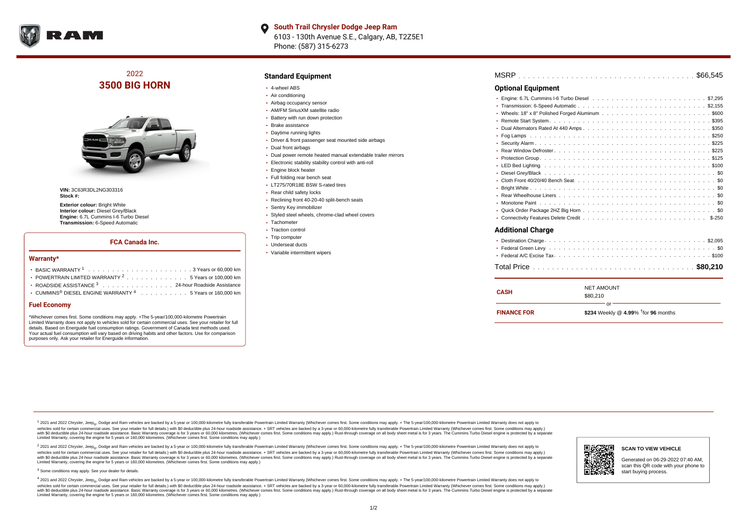**South Trail Chrysler Dodge Jeep Ram**
6103 - 130th Avenue S.E., Calgary, AB, T2Z5E1
Phone: (587) 315-6273

## 2022
# 3500 BIG HORN

**VIN:** 3C63R3DL2NG303316
**Stock #:**

**Exterior colour:** Bright White
**Interior colour:** Diesel Grey/Black
**Engine:** 6.7L Cummins I-6 Turbo Diesel
**Transmission:** 6-Speed Automatic

### FCA Canada Inc.

#### Warranty*

- BASIC WARRANTY [1] . . . . . . . . . . 3 Years or 60,000 km
- POWERTRAIN LIMITED WARRANTY [2] . . . . . . . . . . 5 Years or 100,000 km
- ROADSIDE ASSISTANCE [3] . . . . . . . . . . 24-hour Roadside Assistance
- CUMMINS® DIESEL ENGINE WARRANTY [4] . . . . . . . . . . 5 Years or 160,000 km

#### Fuel Economy

*Whichever comes first. Some conditions may apply. +The 5-year/100,000-kilometre Powertrain Limited Warranty does not apply to vehicles sold for certain commercial uses. See your retailer for full details. Based on Energuide fuel consumption ratings. Government of Canada test methods used. Your actual fuel consumption will vary based on driving habits and other factors. Use for comparison purposes only. Ask your retailer for Energuide information.

## Standard Equipment

- 4-wheel ABS
- Air conditioning
- Airbag occupancy sensor
- AM/FM SiriusXM satellite radio
- Battery with run down protection
- Brake assistance
- Daytime running lights
- Driver & front passenger seat mounted side airbags
- Dual front airbags
- Dual power remote heated manual extendable trailer mirrors
- Electronic stability stability control with anti-roll
- Engine block heater
- Full folding rear bench seat
- LT275/70R18E BSW S-rated tires
- Rear child safety locks
- Reclining front 40-20-40 split-bench seats
- Sentry Key immobilizer
- Styled steel wheels, chrome-clad wheel covers
- Tachometer
- Traction control
- Trip computer
- Underseat ducts
- Variable intermittent wipers

MSRP . . . . . . . . . . $66,545

## Optional Equipment

- Engine: 6.7L Cummins I-6 Turbo Diesel . . . . . . . . . . $7,295
- Transmission: 6-Speed Automatic . . . . . . . . . . $2,155
- Wheels: 18" x 8" Polished Forged Aluminum . . . . . . . . . . $600
- Remote Start System . . . . . . . . . . $395
- Dual Alternators Rated At 440 Amps . . . . . . . . . . $350
- Fog Lamps . . . . . . . . . . $250
- Security Alarm . . . . . . . . . . $225
- Rear Window Defroster . . . . . . . . . . $225
- Protection Group . . . . . . . . . . $125
- LED Bed Lighting . . . . . . . . . . $100
- Diesel Grey/Black . . . . . . . . . . $0
- Cloth Front 40/20/40 Bench Seat . . . . . . . . . . $0
- Bright White . . . . . . . . . . $0
- Rear Wheelhouse Liners . . . . . . . . . . $0
- Monotone Paint . . . . . . . . . . $0
- Quick Order Package 2HZ Big Horn . . . . . . . . . . $0
- Connectivity Features Delete Credit . . . . . . . . . . $-250

## Additional Charge

- Destination Charge . . . . . . . . . . $2,095
- Federal Green Levy . . . . . . . . . . $0
- Federal A/C Excise Tax . . . . . . . . . . $100

Total Price . . . . . . . . . . **$80,210**

| | |
|---|---|
| **CASH** | NET AMOUNT $80,210 |
| | or |
| **FINANCE FOR** | **$234** Weekly @ **4.99%** †for **96** months |

[1] 2021 and 2022 Chrysler, Jeep®, Dodge and Ram vehicles are backed by a 5-year or 100,000-kilometre fully transferable Powertrain Limited Warranty (Whichever comes first. Some conditions may apply. + The 5-year/100,000-kilometre Powertrain Limited Warranty does not apply to vehicles sold for certain commercial uses. See your retailer for full details.) with $0 deductible plus 24-hour roadside assistance. + SRT vehicles are backed by a 3-year or 60,000-kilometre fully transferable Powertrain Limited Warranty (Whichever comes first. Some conditions may apply.) with $0 deductible plus 24-hour roadside assistance. Basic Warranty coverage is for 3 years or 60,000 kilometres. (Whichever comes first. Some conditions may apply.) Rust-through coverage on all body sheet metal is for 3 years. The Cummins Turbo Diesel engine is protected by a separate Limited Warranty, covering the engine for 5 years or 160,000 kilometres. (Whichever comes first. Some conditions may apply.)

[2] 2021 and 2022 Chrysler, Jeep®, Dodge and Ram vehicles are backed by a 5-year or 100,000-kilometre fully transferable Powertrain Limited Warranty (Whichever comes first. Some conditions may apply. + The 5-year/100,000-kilometre Powertrain Limited Warranty does not apply to vehicles sold for certain commercial uses. See your retailer for full details.) with $0 deductible plus 24-hour roadside assistance. + SRT vehicles are backed by a 3-year or 60,000-kilometre fully transferable Powertrain Limited Warranty (Whichever comes first. Some conditions may apply.) with $0 deductible plus 24-hour roadside assistance. Basic Warranty coverage is for 3 years or 60,000 kilometres. (Whichever comes first. Some conditions may apply.) Rust-through coverage on all body sheet metal is for 3 years. The Cummins Turbo Diesel engine is protected by a separate Limited Warranty, covering the engine for 5 years or 160,000 kilometres. (Whichever comes first. Some conditions may apply.)

[3] Some conditions may apply. See your dealer for details.

[4] 2021 and 2022 Chrysler, Jeep®, Dodge and Ram vehicles are backed by a 5-year or 100,000-kilometre fully transferable Powertrain Limited Warranty (Whichever comes first. Some conditions may apply. + The 5-year/100,000-kilometre Powertrain Limited Warranty does not apply to vehicles sold for certain commercial uses. See your retailer for full details.) with $0 deductible plus 24-hour roadside assistance. + SRT vehicles are backed by a 3-year or 60,000-kilometre fully transferable Powertrain Limited Warranty (Whichever comes first. Some conditions may apply.) with $0 deductible plus 24-hour roadside assistance. Basic Warranty coverage is for 3 years or 60,000 kilometres. (Whichever comes first. Some conditions may apply.) Rust-through coverage on all body sheet metal is for 3 years. The Cummins Turbo Diesel engine is protected by a separate Limited Warranty, covering the engine for 5 years or 160,000 kilometres. (Whichever comes first. Some conditions may apply.)

**SCAN TO VIEW VEHICLE**

Generated on 06-29-2022 07:40 AM, scan this QR code with your phone to start buying process.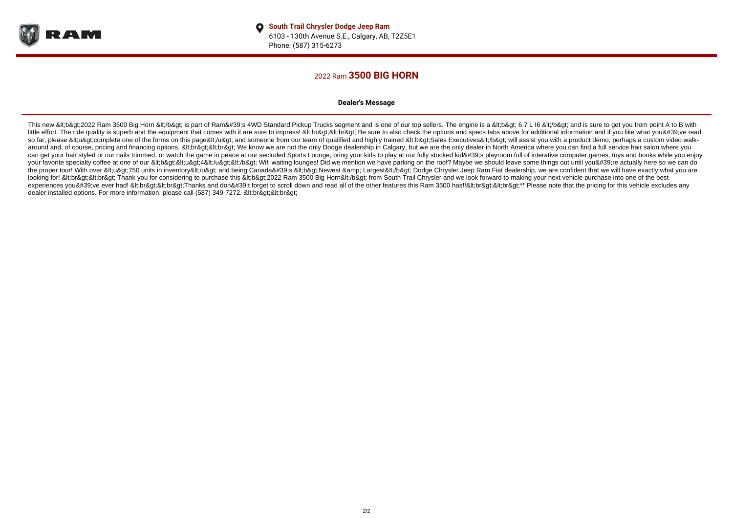**South Trail Chrysler Dodge Jeep Ram**
6103 - 130th Avenue S.E., Calgary, AB, T2Z5E1
Phone: (587) 315-6273

## 2022 Ram **3500 BIG HORN**

### Dealer's Message

This new &lt;b&gt;2022 Ram 3500 Big Horn &lt;/b&gt; is part of Ram&#39;s 4WD Standard Pickup Trucks segment and is one of our top sellers. The engine is a &lt;b&gt; 6.7 L I6 &lt;/b&gt; and is sure to get you from point A to B with little effort. The ride quality is superb and the equipment that comes with it are sure to impress! &lt;br&gt;&lt;br&gt; Be sure to also check the options and specs tabs above for additional information and if you like what you&#39;ve read so far, please &lt;u&gt;complete one of the forms on this page&lt;/u&gt; and someone from our team of qualified and highly trained &lt;b&gt;Sales Executives&lt;/b&gt; will assist you with a product demo, perhaps a custom video walk-around and, of course, pricing and financing options. &lt;br&gt;&lt;br&gt; We know we are not the only Dodge dealership in Calgary, but we are the only dealer in North America where you can find a full service hair salon where you can get your hair styled or our nails trimmed, or watch the game in peace at our secluded Sports Lounge, bring your kids to play at our fully stocked kid&#39;s playroom full of interative computer games, toys and books while you enjoy your favorite specialty coffee at one of our &lt;b&gt;&lt;u&gt;4&lt;/u&gt;&lt;/b&gt; Wifi waiting lounges! Did we mention we have parking on the roof? Maybe we should leave some things out until you&#39;re actually here so we can do the proper tour! With over &lt;u&gt;750 units in inventory&lt;/u&gt; and being Canada&#39;s &lt;b&gt;Newest &amp; Largest&lt;/b&gt; Dodge Chrysler Jeep Ram Fiat dealership, we are confident that we will have exactly what you are looking for! &lt;br&gt;&lt;br&gt; Thank you for considering to purchase this &lt;b&gt;2022 Ram 3500 Big Horn&lt;/b&gt; from South Trail Chrysler and we look forward to making your next vehicle purchase into one of the best experiences you&#39;ve ever had! &lt;br&gt;&lt;br&gt;Thanks and don&#39;t forget to scroll down and read all of the other features this Ram 3500 has!!&lt;br&gt;&lt;br&gt;** Please note that the pricing for this vehicle excludes any dealer installed options. For more information, please call (587) 349-7272. &lt;br&gt;&lt;br&gt;